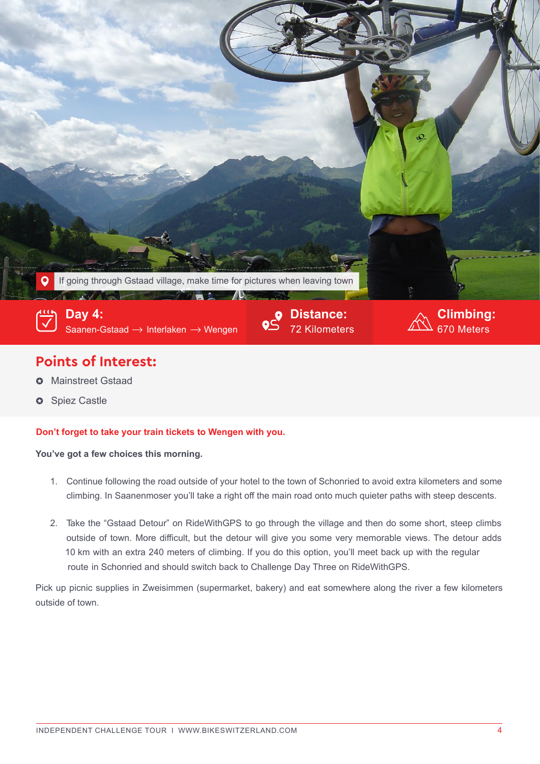If going through Gstaad village, make time for pictures when leaving town

**Day 4:**
Saanen-Gstaad ⟶ Interlaken ⟶ Wengen

**Distance:**
72 Kilometers

**Climbing:**
670 Meters

## Points of Interest:

- Mainstreet Gstaad
- Spiez Castle

**Don't forget to take your train tickets to Wengen with you.**

**You've got a few choices this morning.**

1. Continue following the road outside of your hotel to the town of Schonried to avoid extra kilometers and some climbing. In Saanenmoser you'll take a right off the main road onto much quieter paths with steep descents.

2. Take the "Gstaad Detour" on RideWithGPS to go through the village and then do some short, steep climbs outside of town. More difficult, but the detour will give you some very memorable views. The detour adds 10 km with an extra 240 meters of climbing. If you do this option, you'll meet back up with the regular route in Schonried and should switch back to Challenge Day Three on RideWithGPS.

Pick up picnic supplies in Zweisimmen (supermarket, bakery) and eat somewhere along the river a few kilometers outside of town.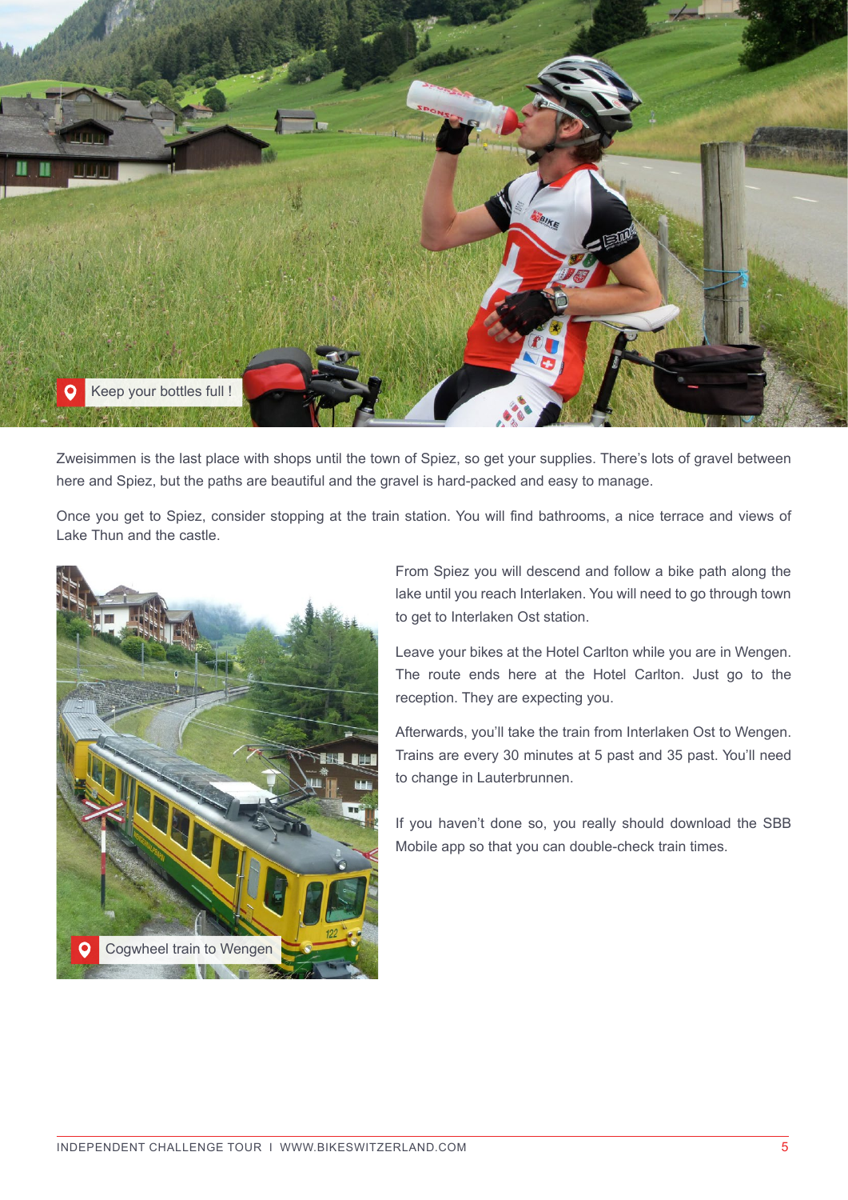Keep your bottles full !

Zweisimmen is the last place with shops until the town of Spiez, so get your supplies. There's lots of gravel between here and Spiez, but the paths are beautiful and the gravel is hard-packed and easy to manage.

Once you get to Spiez, consider stopping at the train station. You will find bathrooms, a nice terrace and views of Lake Thun and the castle.

Cogwheel train to Wengen

From Spiez you will descend and follow a bike path along the lake until you reach Interlaken. You will need to go through town to get to Interlaken Ost station.

Leave your bikes at the Hotel Carlton while you are in Wengen. The route ends here at the Hotel Carlton. Just go to the reception. They are expecting you.

Afterwards, you'll take the train from Interlaken Ost to Wengen. Trains are every 30 minutes at 5 past and 35 past. You'll need to change in Lauterbrunnen.

If you haven't done so, you really should download the SBB Mobile app so that you can double-check train times.